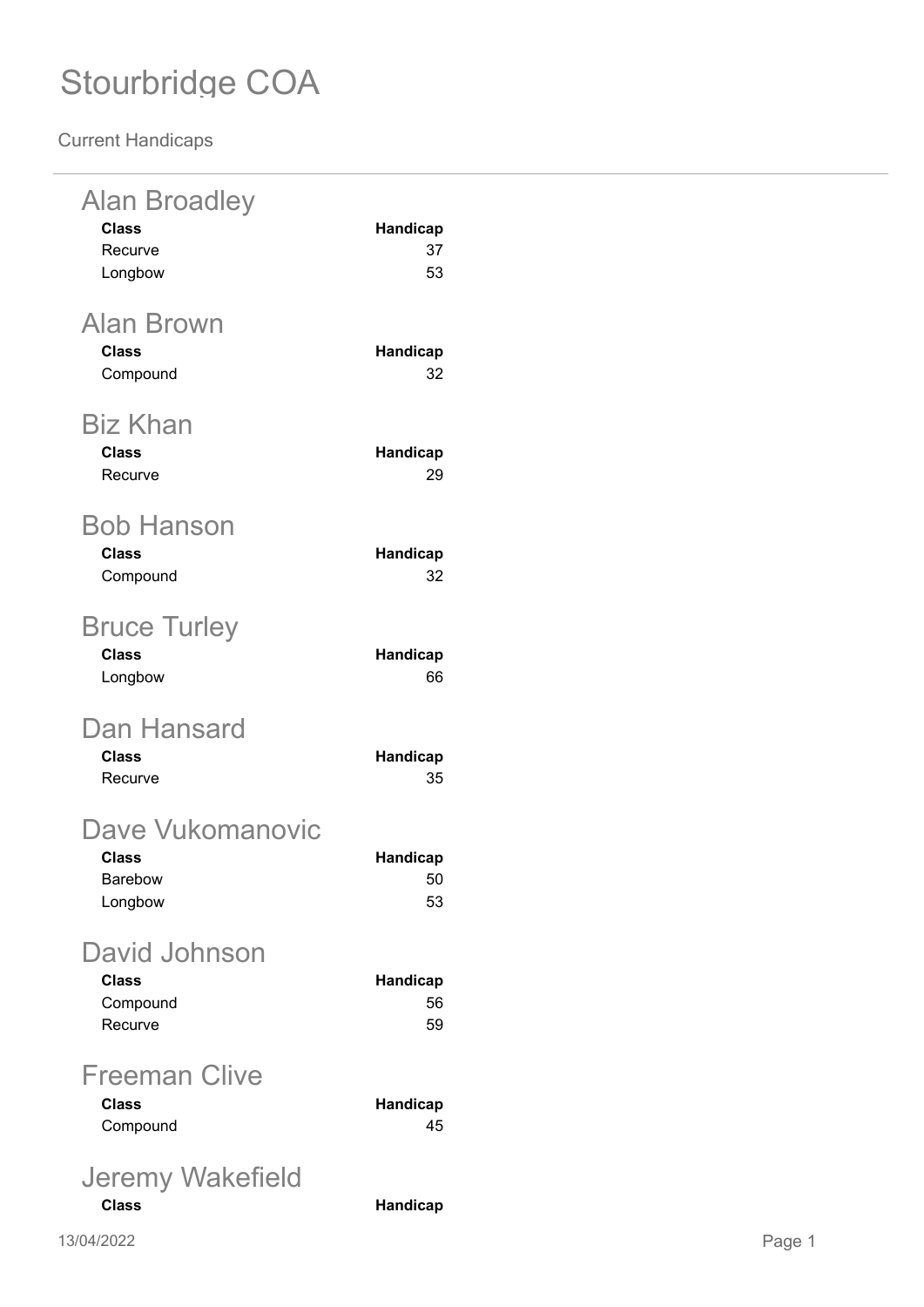# Stourbridge COA

Current Handicaps

## Alan Broadley

| Class | Handicap |
|---|---|
| Recurve | 37 |
| Longbow | 53 |

## Alan Brown

| Class | Handicap |
|---|---|
| Compound | 32 |

## Biz Khan

| Class | Handicap |
|---|---|
| Recurve | 29 |

## Bob Hanson

| Class | Handicap |
|---|---|
| Compound | 32 |

## Bruce Turley

| Class | Handicap |
|---|---|
| Longbow | 66 |

## Dan Hansard

| Class | Handicap |
|---|---|
| Recurve | 35 |

## Dave Vukomanovic

| Class | Handicap |
|---|---|
| Barebow | 50 |
| Longbow | 53 |

## David Johnson

| Class | Handicap |
|---|---|
| Compound | 56 |
| Recurve | 59 |

## Freeman Clive

| Class | Handicap |
|---|---|
| Compound | 45 |

## Jeremy Wakefield

| Class | Handicap |
|---|---|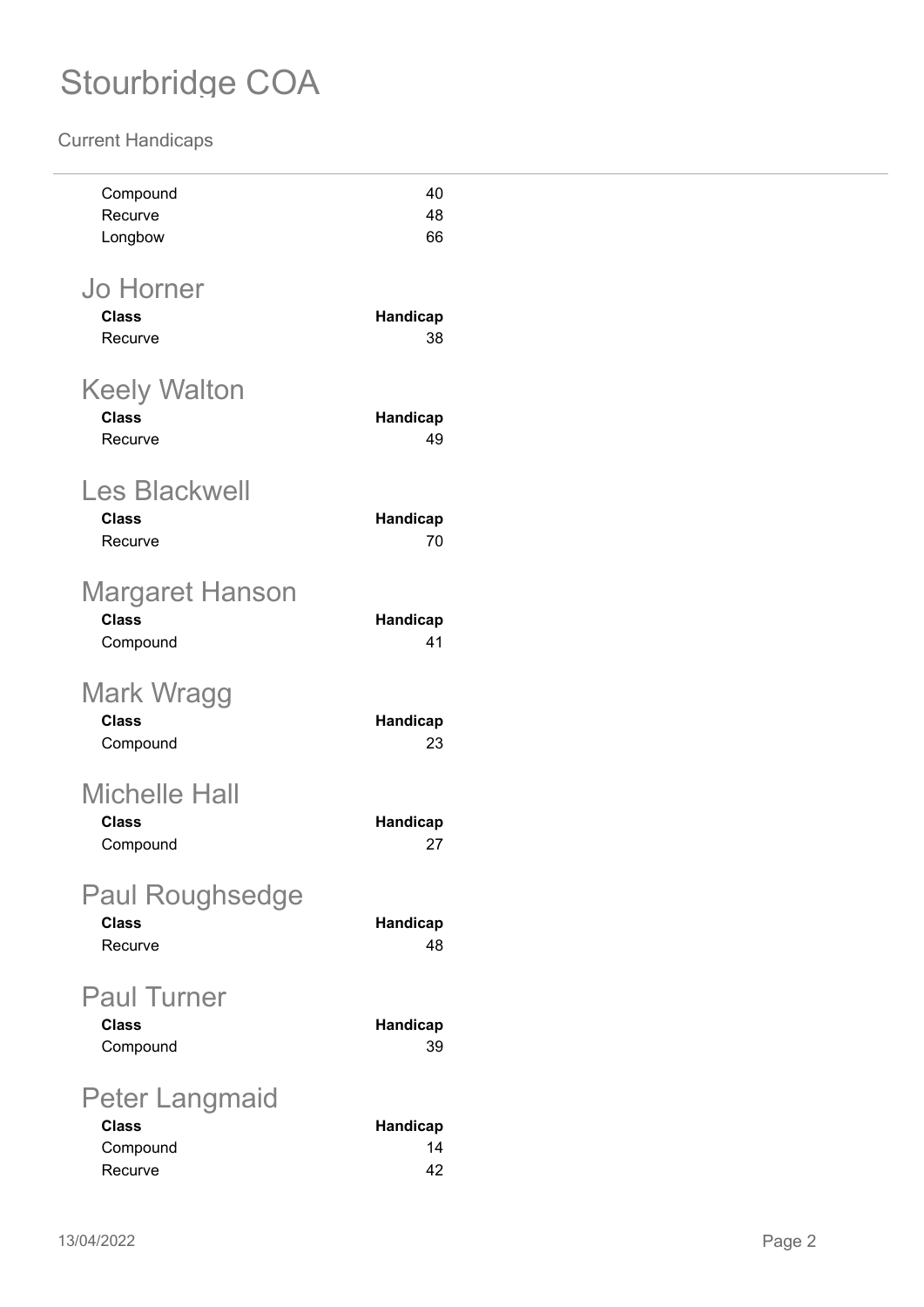| Class | Handicap |
| --- | --- |
| Compound | 40 |
| Recurve | 48 |
| Longbow | 66 |

## Jo Horner

| Class | Handicap |
| --- | --- |
| Recurve | 38 |

## Keely Walton

| Class | Handicap |
| --- | --- |
| Recurve | 49 |

## Les Blackwell

| Class | Handicap |
| --- | --- |
| Recurve | 70 |

## Margaret Hanson

| Class | Handicap |
| --- | --- |
| Compound | 41 |

## Mark Wragg

| Class | Handicap |
| --- | --- |
| Compound | 23 |

## Michelle Hall

| Class | Handicap |
| --- | --- |
| Compound | 27 |

## Paul Roughsedge

| Class | Handicap |
| --- | --- |
| Recurve | 48 |

## Paul Turner

| Class | Handicap |
| --- | --- |
| Compound | 39 |

## Peter Langmaid

| Class | Handicap |
| --- | --- |
| Compound | 14 |
| Recurve | 42 |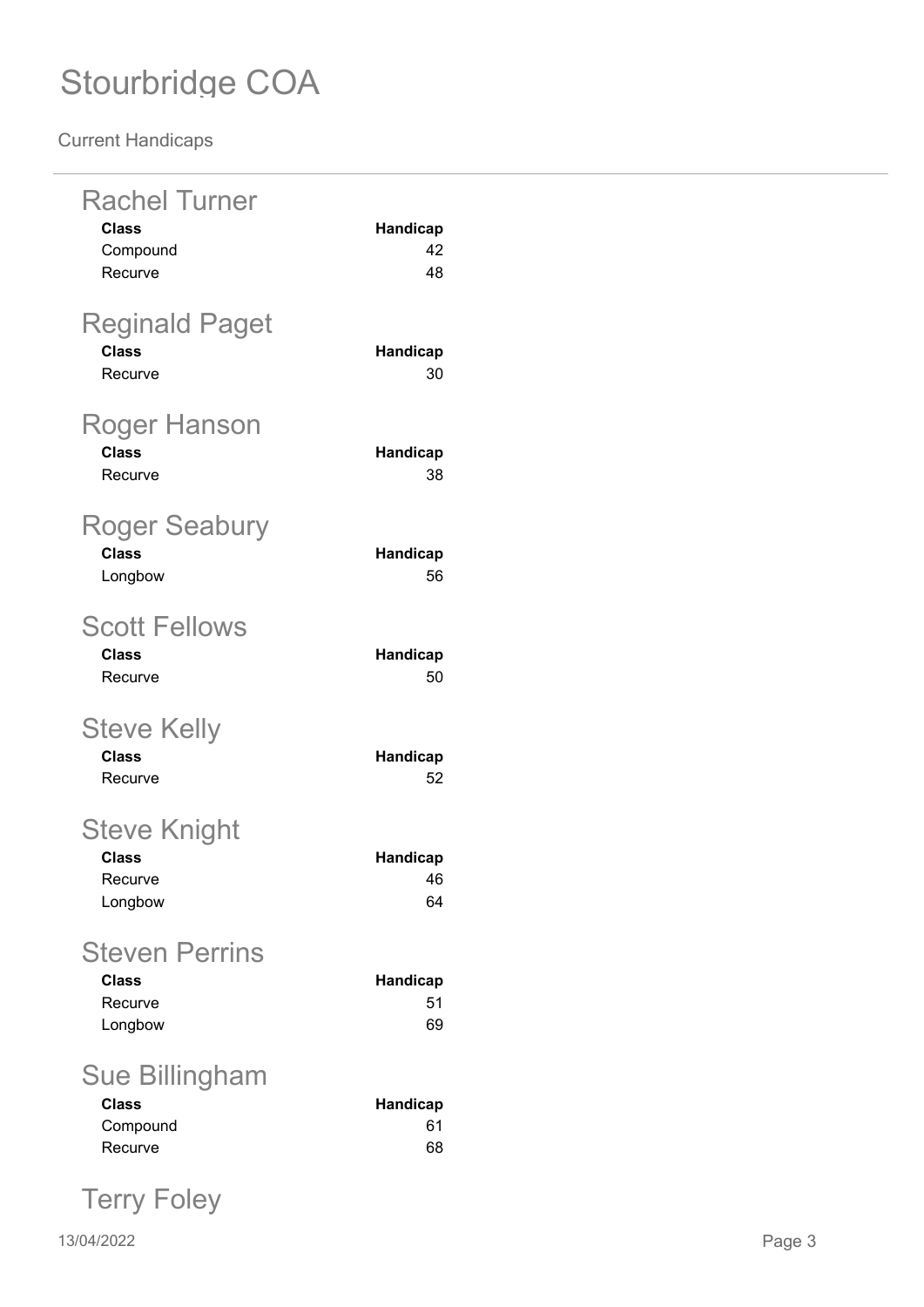# Stourbridge COA

Current Handicaps

## Rachel Turner

| Class | Handicap |
| --- | --- |
| Compound | 42 |
| Recurve | 48 |

## Reginald Paget

| Class | Handicap |
| --- | --- |
| Recurve | 30 |

## Roger Hanson

| Class | Handicap |
| --- | --- |
| Recurve | 38 |

## Roger Seabury

| Class | Handicap |
| --- | --- |
| Longbow | 56 |

## Scott Fellows

| Class | Handicap |
| --- | --- |
| Recurve | 50 |

## Steve Kelly

| Class | Handicap |
| --- | --- |
| Recurve | 52 |

## Steve Knight

| Class | Handicap |
| --- | --- |
| Recurve | 46 |
| Longbow | 64 |

## Steven Perrins

| Class | Handicap |
| --- | --- |
| Recurve | 51 |
| Longbow | 69 |

## Sue Billingham

| Class | Handicap |
| --- | --- |
| Compound | 61 |
| Recurve | 68 |

## Terry Foley

13/04/2022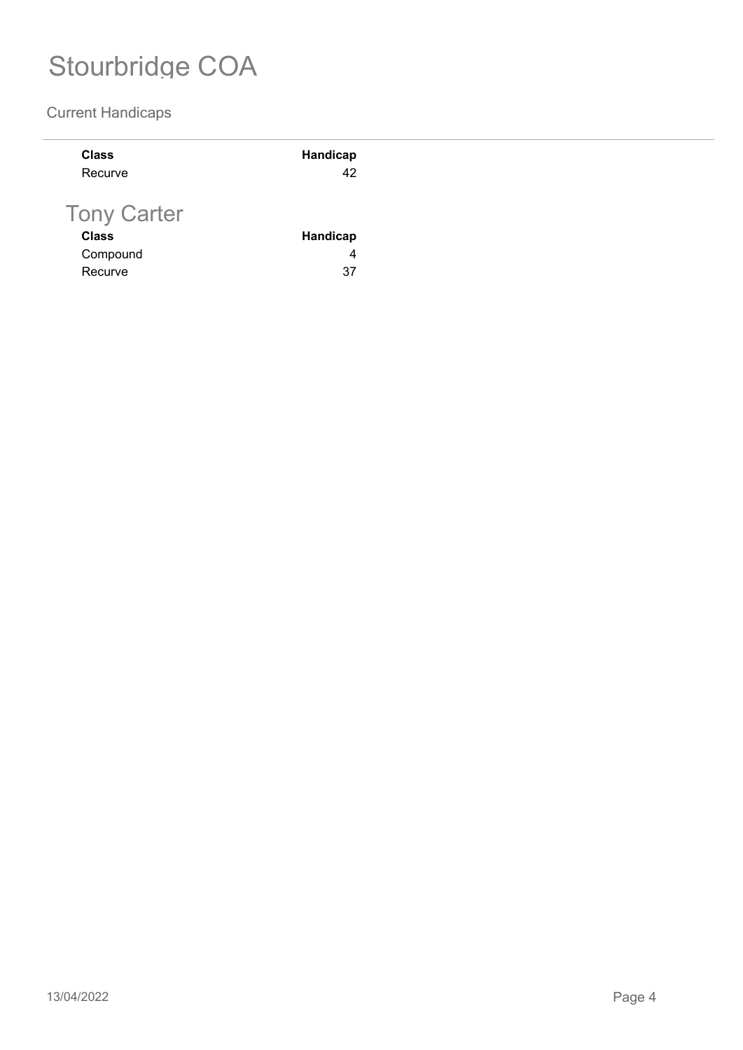# Stourbridge COA

Current Handicaps

| Class | Handicap |
|---|---|
| Recurve | 42 |

## Tony Carter

| Class | Handicap |
|---|---|
| Compound | 4 |
| Recurve | 37 |

13/04/2022